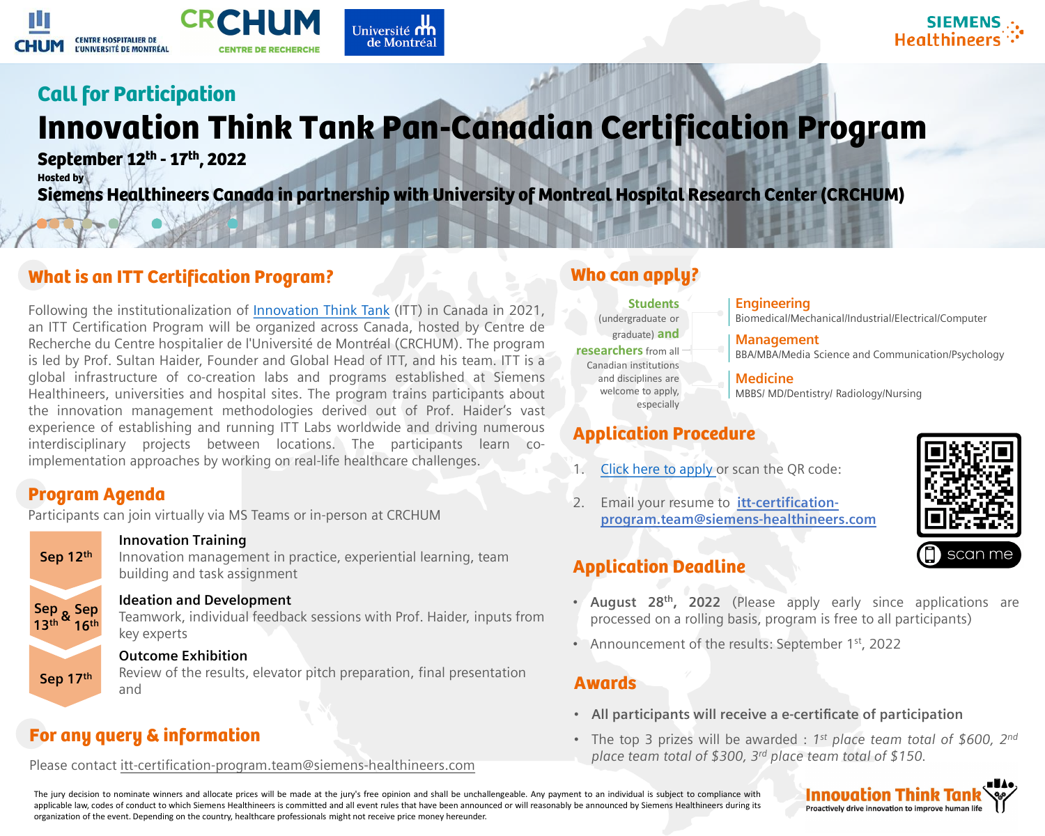CHUM — CENTRE HOSPITALIER DE L'UNIVERSITÉ DE MONTRÉAL

CRCHUM — CENTRE DE RECHERCHE

Université de Montréal

SIEMENS Healthineers

## Call for Participation

# Innovation Think Tank Pan-Canadian Certification Program

**September 12th - 17th, 2022**

Hosted by

**Siemens Healthineers Canada in partnership with University of Montreal Hospital Research Center (CRCHUM)**

## What is an ITT Certification Program?

Following the institutionalization of Innovation Think Tank (ITT) in Canada in 2021, an ITT Certification Program will be organized across Canada, hosted by Centre de Recherche du Centre hospitalier de l'Université de Montréal (CRCHUM). The program is led by Prof. Sultan Haider, Founder and Global Head of ITT, and his team. ITT is a global infrastructure of co-creation labs and programs established at Siemens Healthineers, universities and hospital sites. The program trains participants about the innovation management methodologies derived out of Prof. Haider's vast experience of establishing and running ITT Labs worldwide and driving numerous interdisciplinary projects between locations. The participants learn co-implementation approaches by working on real-life healthcare challenges.

## Program Agenda

Participants can join virtually via MS Teams or in-person at CRCHUM

**Sep 12th** — **Innovation Training**
Innovation management in practice, experiential learning, team building and task assignment

**Sep 13th & Sep 16th** — **Ideation and Development**
Teamwork, individual feedback sessions with Prof. Haider, inputs from key experts

**Sep 17th** — **Outcome Exhibition**
Review of the results, elevator pitch preparation, final presentation and

## For any query & information

Please contact itt-certification-program.team@siemens-healthineers.com

## Who can apply?

**Students** (undergraduate or graduate) **and researchers** from all Canadian institutions and disciplines are welcome to apply, especially

- **Engineering**
  Biomedical/Mechanical/Industrial/Electrical/Computer
- **Management**
  BBA/MBA/Media Science and Communication/Psychology
- **Medicine**
  MBBS/ MD/Dentistry/ Radiology/Nursing

## Application Procedure

1. Click here to apply or scan the QR code:
2. Email your resume to itt-certification-program.team@siemens-healthineers.com

scan me

## Application Deadline

- **August 28th, 2022** (Please apply early since applications are processed on a rolling basis, program is free to all participants)
- Announcement of the results: September 1st, 2022

## Awards

- **All participants will receive a e-certificate of participation**
- The top 3 prizes will be awarded : *1st place team total of $600, 2nd place team total of $300, 3rd place team total of $150.*

The jury decision to nominate winners and allocate prices will be made at the jury's free opinion and shall be unchallengeable. Any payment to an individual is subject to compliance with applicable law, codes of conduct to which Siemens Healthineers is committed and all event rules that have been announced or will reasonably be announced by Siemens Healthineers during its organization of the event. Depending on the country, healthcare professionals might not receive price money hereunder.

**Innovation Think Tank**
Proactively drive innovation to improve human life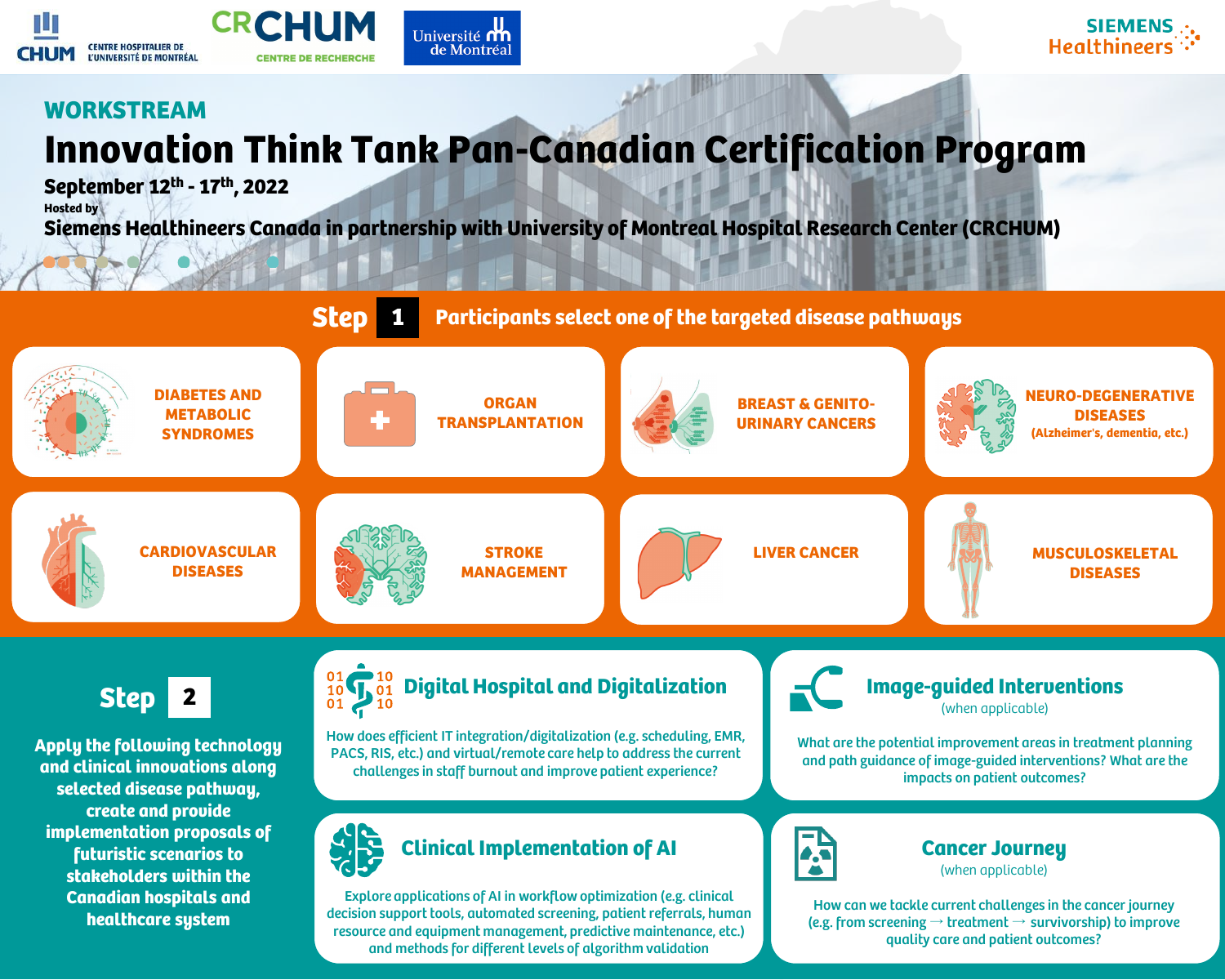CHUM CENTRE HOSPITALIER DE L'UNIVERSITÉ DE MONTRÉAL

CRCHUM CENTRE DE RECHERCHE

Université de Montréal

SIEMENS Healthineers

## WORKSTREAM

# Innovation Think Tank Pan-Canadian Certification Program

**September 12th - 17th, 2022**

Hosted by

**Siemens Healthineers Canada in partnership with University of Montreal Hospital Research Center (CRCHUM)**

## Step 1 Participants select one of the targeted disease pathways

- DIABETES AND METABOLIC SYNDROMES
- ORGAN TRANSPLANTATION
- BREAST & GENITO-URINARY CANCERS
- NEURO-DEGENERATIVE DISEASES (Alzheimer's, dementia, etc.)
- CARDIOVASCULAR DISEASES
- STROKE MANAGEMENT
- LIVER CANCER
- MUSCULOSKELETAL DISEASES

## Step 2

**Apply the following technology and clinical innovations along selected disease pathway, create and provide implementation proposals of futuristic scenarios to stakeholders within the Canadian hospitals and healthcare system**

### Digital Hospital and Digitalization

How does efficient IT integration/digitalization (e.g. scheduling, EMR, PACS, RIS, etc.) and virtual/remote care help to address the current challenges in staff burnout and improve patient experience?

### Image-guided Interventions

(when applicable)

What are the potential improvement areas in treatment planning and path guidance of image-guided interventions? What are the impacts on patient outcomes?

### Clinical Implementation of AI

Explore applications of AI in workflow optimization (e.g. clinical decision support tools, automated screening, patient referrals, human resource and equipment management, predictive maintenance, etc.) and methods for different levels of algorithm validation

### Cancer Journey

(when applicable)

How can we tackle current challenges in the cancer journey (e.g. from screening → treatment → survivorship) to improve quality care and patient outcomes?